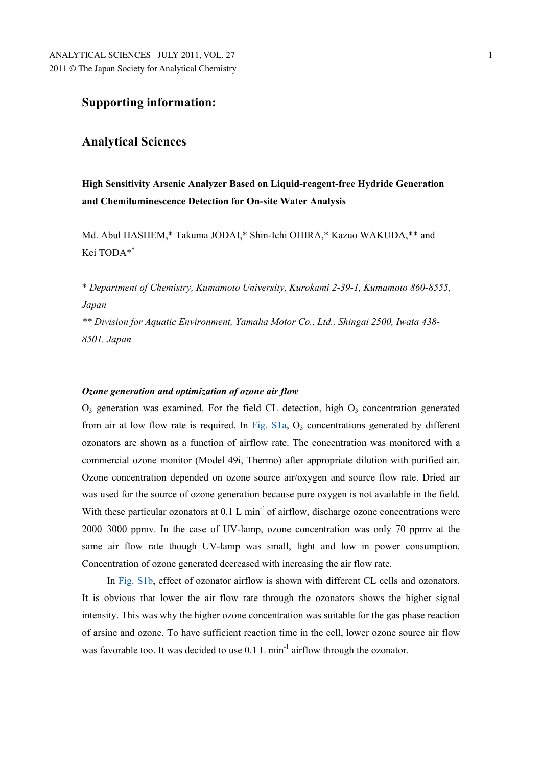# Supporting information:

# Analytical Sciences

**High Sensitivity Arsenic Analyzer Based on Liquid-reagent-free Hydride Generation and Chemiluminescence Detection for On-site Water Analysis**

Md. Abul HASHEM,* Takuma JODAI,* Shin-Ichi OHIRA,* Kazuo WAKUDA,** and Kei TODA*†

\* *Department of Chemistry, Kumamoto University, Kurokami 2-39-1, Kumamoto 860-8555, Japan*

\*\* *Division for Aquatic Environment, Yamaha Motor Co., Ltd., Shingai 2500, Iwata 438-8501, Japan*

***Ozone generation and optimization of ozone air flow***

$O_3$ generation was examined. For the field CL detection, high $O_3$ concentration generated from air at low flow rate is required. In Fig. S1a, $O_3$ concentrations generated by different ozonators are shown as a function of airflow rate. The concentration was monitored with a commercial ozone monitor (Model 49i, Thermo) after appropriate dilution with purified air. Ozone concentration depended on ozone source air/oxygen and source flow rate. Dried air was used for the source of ozone generation because pure oxygen is not available in the field. With these particular ozonators at 0.1 L min$^{-1}$ of airflow, discharge ozone concentrations were 2000–3000 ppmv. In the case of UV-lamp, ozone concentration was only 70 ppmv at the same air flow rate though UV-lamp was small, light and low in power consumption. Concentration of ozone generated decreased with increasing the air flow rate.

In Fig. S1b, effect of ozonator airflow is shown with different CL cells and ozonators. It is obvious that lower the air flow rate through the ozonators shows the higher signal intensity. This was why the higher ozone concentration was suitable for the gas phase reaction of arsine and ozone. To have sufficient reaction time in the cell, lower ozone source air flow was favorable too. It was decided to use 0.1 L min$^{-1}$ airflow through the ozonator.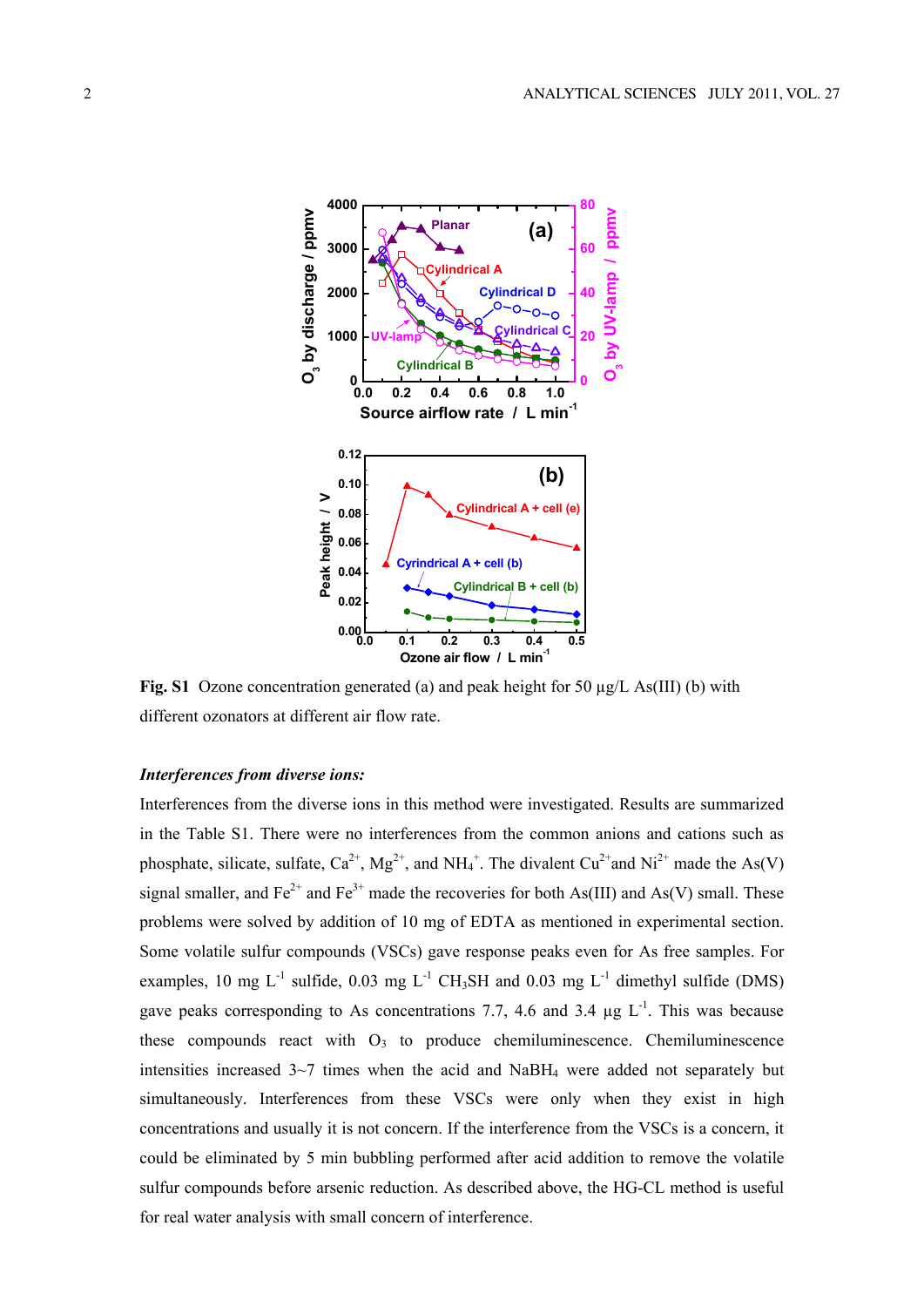Fig. S1  Ozone concentration generated (a) and peak height for 50 µg/L As(III) (b) with different ozonators at different air flow rate.

***Interferences from diverse ions:***

Interferences from the diverse ions in this method were investigated. Results are summarized in the Table S1. There were no interferences from the common anions and cations such as phosphate, silicate, sulfate, $Ca^{2+}$, $Mg^{2+}$, and $NH_4^+$. The divalent $Cu^{2+}$and $Ni^{2+}$ made the As(V) signal smaller, and $Fe^{2+}$ and $Fe^{3+}$ made the recoveries for both As(III) and As(V) small. These problems were solved by addition of 10 mg of EDTA as mentioned in experimental section. Some volatile sulfur compounds (VSCs) gave response peaks even for As free samples. For examples, 10 mg $L^{-1}$ sulfide, 0.03 mg $L^{-1}$ $CH_3SH$ and 0.03 mg $L^{-1}$ dimethyl sulfide (DMS) gave peaks corresponding to As concentrations 7.7, 4.6 and 3.4 µg $L^{-1}$. This was because these compounds react with $O_3$ to produce chemiluminescence. Chemiluminescence intensities increased 3~7 times when the acid and $NaBH_4$ were added not separately but simultaneously. Interferences from these VSCs were only when they exist in high concentrations and usually it is not concern. If the interference from the VSCs is a concern, it could be eliminated by 5 min bubbling performed after acid addition to remove the volatile sulfur compounds before arsenic reduction. As described above, the HG-CL method is useful for real water analysis with small concern of interference.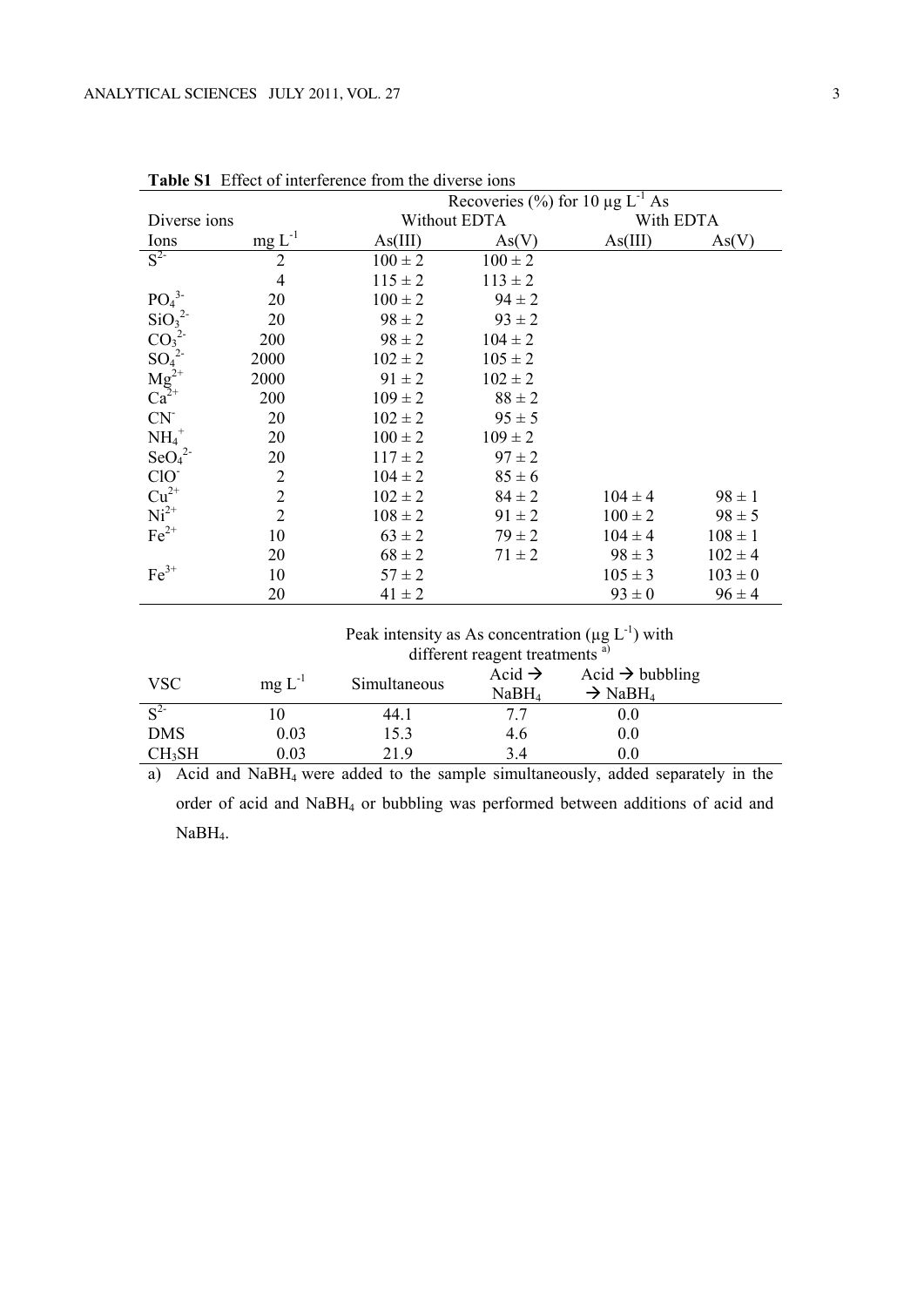**Table S1** Effect of interference from the diverse ions

| Diverse ions | | Recoveries (%) for 10 μg $L^{-1}$ As | | | |
|---|---|---|---|---|---|
| | | Without EDTA | | With EDTA | |
| Ions | mg $L^{-1}$ | As(III) | As(V) | As(III) | As(V) |
| $S^{2-}$ | 2 | 100 ± 2 | 100 ± 2 | | |
| | 4 | 115 ± 2 | 113 ± 2 | | |
| $PO_4^{3-}$ | 20 | 100 ± 2 | 94 ± 2 | | |
| $SiO_3^{2-}$ | 20 | 98 ± 2 | 93 ± 2 | | |
| $CO_3^{2-}$ | 200 | 98 ± 2 | 104 ± 2 | | |
| $SO_4^{2-}$ | 2000 | 102 ± 2 | 105 ± 2 | | |
| $Mg^{2+}$ | 2000 | 91 ± 2 | 102 ± 2 | | |
| $Ca^{2+}$ | 200 | 109 ± 2 | 88 ± 2 | | |
| $CN^-$ | 20 | 102 ± 2 | 95 ± 5 | | |
| $NH_4^+$ | 20 | 100 ± 2 | 109 ± 2 | | |
| $SeO_4^{2-}$ | 20 | 117 ± 2 | 97 ± 2 | | |
| $ClO^-$ | 2 | 104 ± 2 | 85 ± 6 | | |
| $Cu^{2+}$ | 2 | 102 ± 2 | 84 ± 2 | 104 ± 4 | 98 ± 1 |
| $Ni^{2+}$ | 2 | 108 ± 2 | 91 ± 2 | 100 ± 2 | 98 ± 5 |
| $Fe^{2+}$ | 10 | 63 ± 2 | 79 ± 2 | 104 ± 4 | 108 ± 1 |
| | 20 | 68 ± 2 | 71 ± 2 | 98 ± 3 | 102 ± 4 |
| $Fe^{3+}$ | 10 | 57 ± 2 | | 105 ± 3 | 103 ± 0 |
| | 20 | 41 ± 2 | | 93 ± 0 | 96 ± 4 |

| VSC | mg $L^{-1}$ | Peak intensity as As concentration (μg $L^{-1}$) with different reagent treatments [a)] | | |
|---|---|---|---|---|
| | | Simultaneous | Acid → $NaBH_4$ | Acid → bubbling → $NaBH_4$ |
| $S^{2-}$ | 10 | 44.1 | 7.7 | 0.0 |
| DMS | 0.03 | 15.3 | 4.6 | 0.0 |
| $CH_3SH$ | 0.03 | 21.9 | 3.4 | 0.0 |

a) Acid and $NaBH_4$ were added to the sample simultaneously, added separately in the order of acid and $NaBH_4$ or bubbling was performed between additions of acid and $NaBH_4$.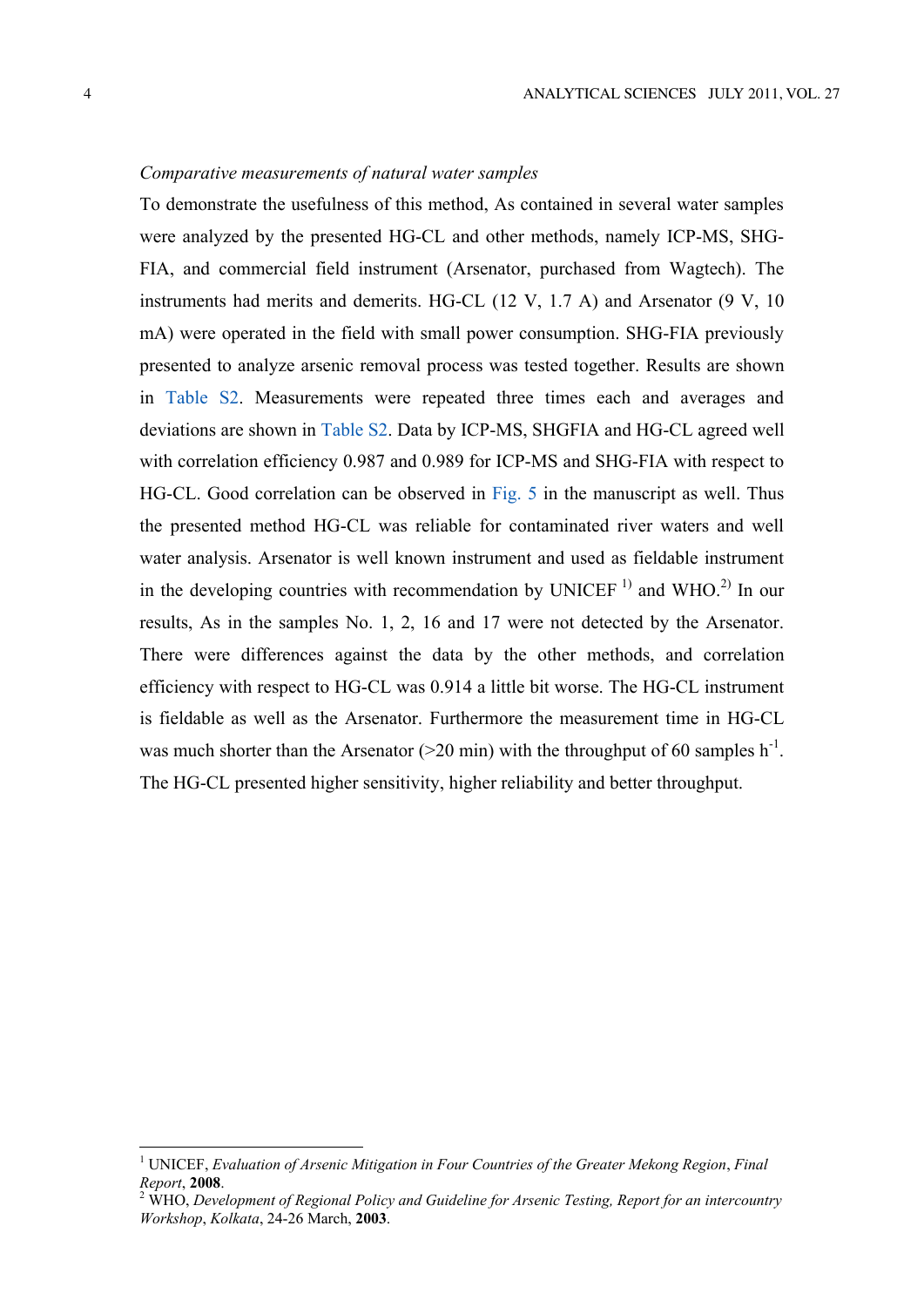*Comparative measurements of natural water samples*

To demonstrate the usefulness of this method, As contained in several water samples were analyzed by the presented HG-CL and other methods, namely ICP-MS, SHG-FIA, and commercial field instrument (Arsenator, purchased from Wagtech). The instruments had merits and demerits. HG-CL (12 V, 1.7 A) and Arsenator (9 V, 10 mA) were operated in the field with small power consumption. SHG-FIA previously presented to analyze arsenic removal process was tested together. Results are shown in Table S2. Measurements were repeated three times each and averages and deviations are shown in Table S2. Data by ICP-MS, SHGFIA and HG-CL agreed well with correlation efficiency 0.987 and 0.989 for ICP-MS and SHG-FIA with respect to HG-CL. Good correlation can be observed in Fig. 5 in the manuscript as well. Thus the presented method HG-CL was reliable for contaminated river waters and well water analysis. Arsenator is well known instrument and used as fieldable instrument in the developing countries with recommendation by UNICEF [1)] and WHO.[2)] In our results, As in the samples No. 1, 2, 16 and 17 were not detected by the Arsenator. There were differences against the data by the other methods, and correlation efficiency with respect to HG-CL was 0.914 a little bit worse. The HG-CL instrument is fieldable as well as the Arsenator. Furthermore the measurement time in HG-CL was much shorter than the Arsenator (>20 min) with the throughput of 60 samples $h^{-1}$. The HG-CL presented higher sensitivity, higher reliability and better throughput.

---

[1] UNICEF, *Evaluation of Arsenic Mitigation in Four Countries of the Greater Mekong Region*, *Final Report*, **2008**.

[2] WHO, *Development of Regional Policy and Guideline for Arsenic Testing, Report for an intercountry Workshop*, *Kolkata*, 24-26 March, **2003**.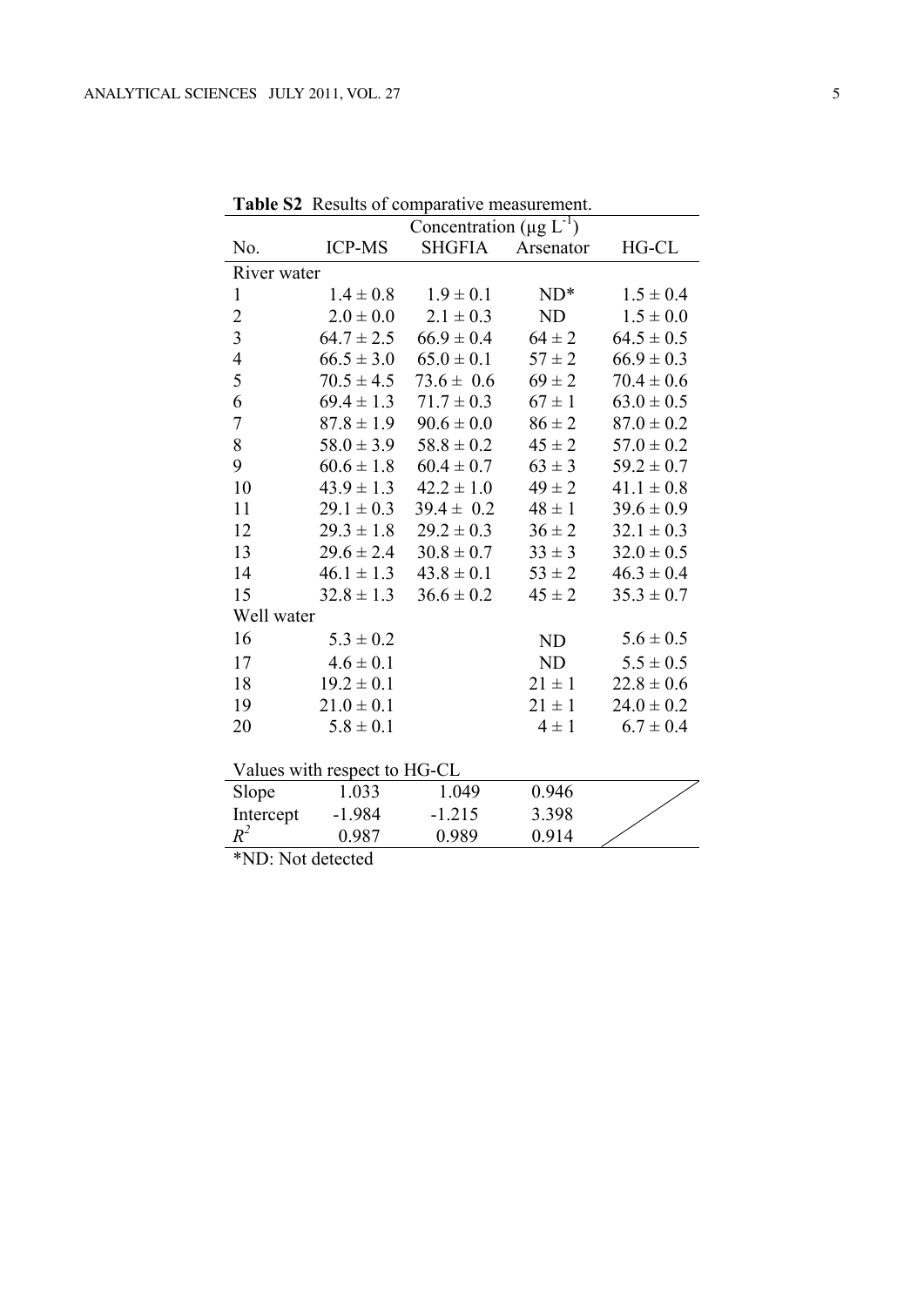**Table S2** Results of comparative measurement.

| | Concentration (μg $L^{-1}$) | | | |
|---|---|---|---|---|
| No. | ICP-MS | SHGFIA | Arsenator | HG-CL |
| River water | | | | |
| 1 | 1.4 ± 0.8 | 1.9 ± 0.1 | ND* | 1.5 ± 0.4 |
| 2 | 2.0 ± 0.0 | 2.1 ± 0.3 | ND | 1.5 ± 0.0 |
| 3 | 64.7 ± 2.5 | 66.9 ± 0.4 | 64 ± 2 | 64.5 ± 0.5 |
| 4 | 66.5 ± 3.0 | 65.0 ± 0.1 | 57 ± 2 | 66.9 ± 0.3 |
| 5 | 70.5 ± 4.5 | 73.6 ± 0.6 | 69 ± 2 | 70.4 ± 0.6 |
| 6 | 69.4 ± 1.3 | 71.7 ± 0.3 | 67 ± 1 | 63.0 ± 0.5 |
| 7 | 87.8 ± 1.9 | 90.6 ± 0.0 | 86 ± 2 | 87.0 ± 0.2 |
| 8 | 58.0 ± 3.9 | 58.8 ± 0.2 | 45 ± 2 | 57.0 ± 0.2 |
| 9 | 60.6 ± 1.8 | 60.4 ± 0.7 | 63 ± 3 | 59.2 ± 0.7 |
| 10 | 43.9 ± 1.3 | 42.2 ± 1.0 | 49 ± 2 | 41.1 ± 0.8 |
| 11 | 29.1 ± 0.3 | 39.4 ± 0.2 | 48 ± 1 | 39.6 ± 0.9 |
| 12 | 29.3 ± 1.8 | 29.2 ± 0.3 | 36 ± 2 | 32.1 ± 0.3 |
| 13 | 29.6 ± 2.4 | 30.8 ± 0.7 | 33 ± 3 | 32.0 ± 0.5 |
| 14 | 46.1 ± 1.3 | 43.8 ± 0.1 | 53 ± 2 | 46.3 ± 0.4 |
| 15 | 32.8 ± 1.3 | 36.6 ± 0.2 | 45 ± 2 | 35.3 ± 0.7 |
| Well water | | | | |
| 16 | 5.3 ± 0.2 | | ND | 5.6 ± 0.5 |
| 17 | 4.6 ± 0.1 | | ND | 5.5 ± 0.5 |
| 18 | 19.2 ± 0.1 | | 21 ± 1 | 22.8 ± 0.6 |
| 19 | 21.0 ± 0.1 | | 21 ± 1 | 24.0 ± 0.2 |
| 20 | 5.8 ± 0.1 | | 4 ± 1 | 6.7 ± 0.4 |
| Values with respect to HG-CL | | | | |
| Slope | 1.033 | 1.049 | 0.946 | |
| Intercept | -1.984 | -1.215 | 3.398 | |
| $R^2$ | 0.987 | 0.989 | 0.914 | |

*ND: Not detected